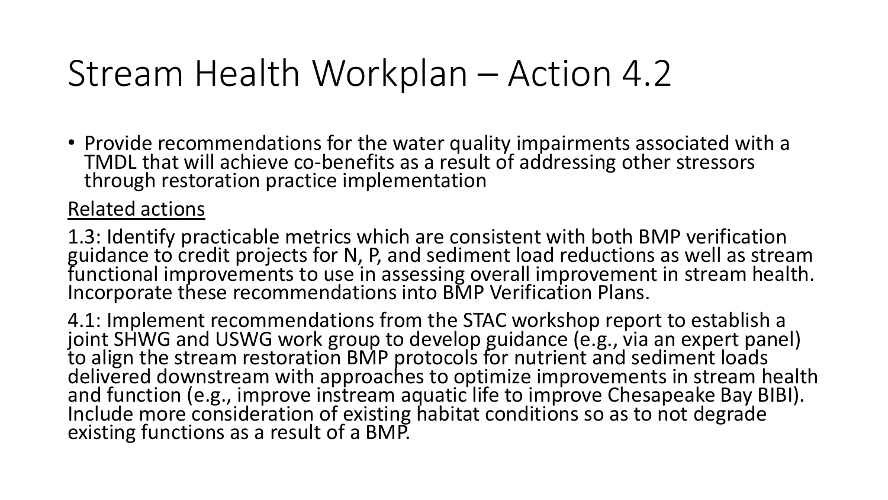# Stream Health Workplan – Action 4.2

- Provide recommendations for the water quality impairments associated with a TMDL that will achieve co-benefits as a result of addressing other stressors through restoration practice implementation

Related actions

1.3: Identify practicable metrics which are consistent with both BMP verification guidance to credit projects for N, P, and sediment load reductions as well as stream functional improvements to use in assessing overall improvement in stream health. Incorporate these recommendations into BMP Verification Plans.

4.1: Implement recommendations from the STAC workshop report to establish a joint SHWG and USWG work group to develop guidance (e.g., via an expert panel) to align the stream restoration BMP protocols for nutrient and sediment loads delivered downstream with approaches to optimize improvements in stream health and function (e.g., improve instream aquatic life to improve Chesapeake Bay BIBI). Include more consideration of existing habitat conditions so as to not degrade existing functions as a result of a BMP.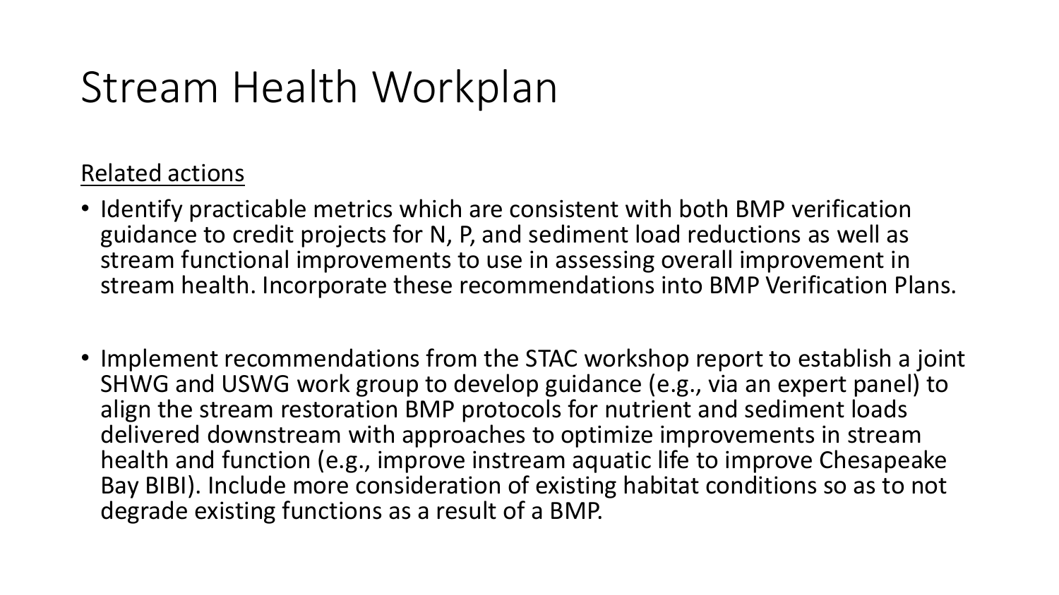# Stream Health Workplan

<u>Related actions</u>

- Identify practicable metrics which are consistent with both BMP verification guidance to credit projects for N, P, and sediment load reductions as well as stream functional improvements to use in assessing overall improvement in stream health. Incorporate these recommendations into BMP Verification Plans.

- Implement recommendations from the STAC workshop report to establish a joint SHWG and USWG work group to develop guidance (e.g., via an expert panel) to align the stream restoration BMP protocols for nutrient and sediment loads delivered downstream with approaches to optimize improvements in stream health and function (e.g., improve instream aquatic life to improve Chesapeake Bay BIBI). Include more consideration of existing habitat conditions so as to not degrade existing functions as a result of a BMP.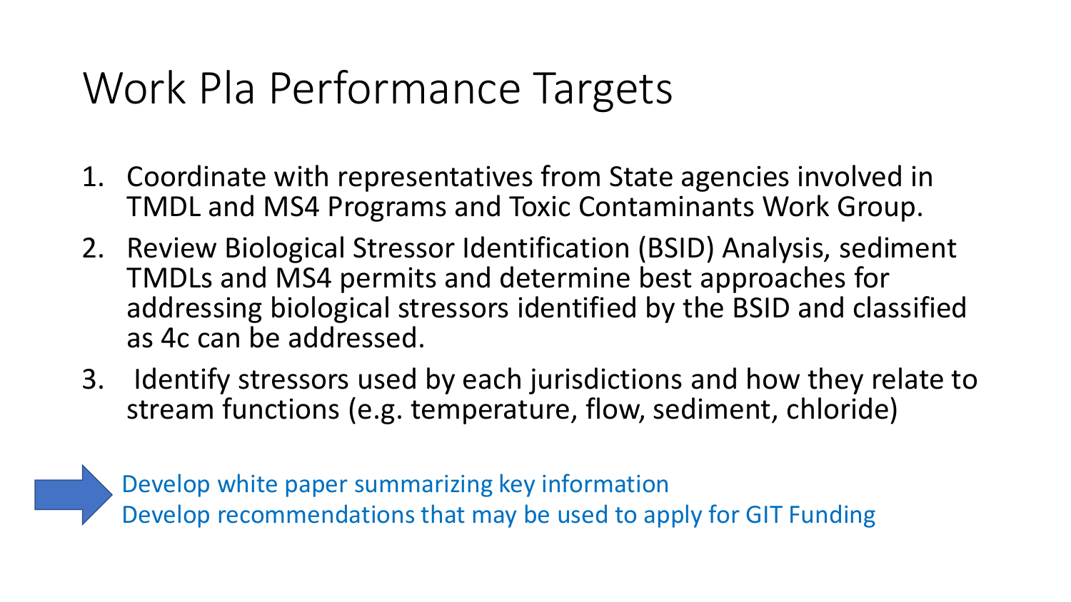# Work Pla Performance Targets

1. Coordinate with representatives from State agencies involved in TMDL and MS4 Programs and Toxic Contaminants Work Group.
2. Review Biological Stressor Identification (BSID) Analysis, sediment TMDLs and MS4 permits and determine best approaches for addressing biological stressors identified by the BSID and classified as 4c can be addressed.
3. Identify stressors used by each jurisdictions and how they relate to stream functions (e.g. temperature, flow, sediment, chloride)

Develop white paper summarizing key information
Develop recommendations that may be used to apply for GIT Funding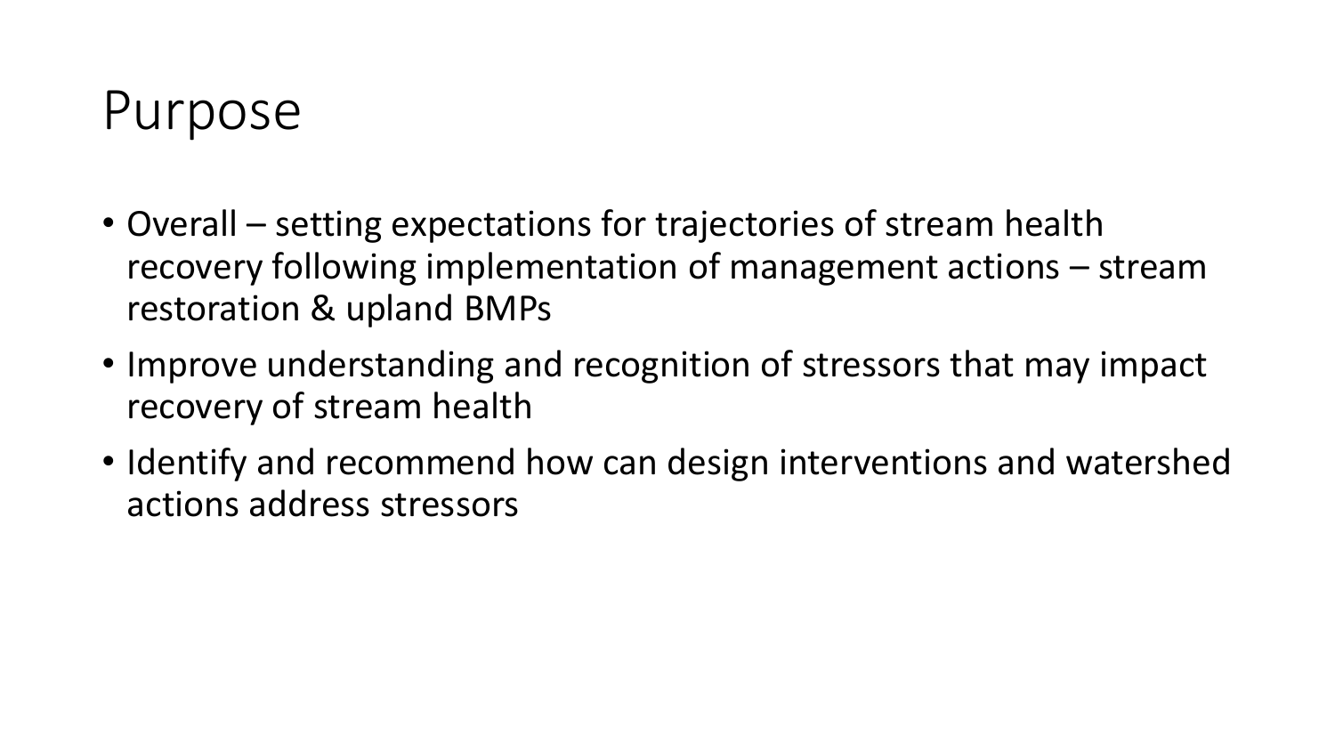# Purpose

- Overall – setting expectations for trajectories of stream health recovery following implementation of management actions – stream restoration & upland BMPs
- Improve understanding and recognition of stressors that may impact recovery of stream health
- Identify and recommend how can design interventions and watershed actions address stressors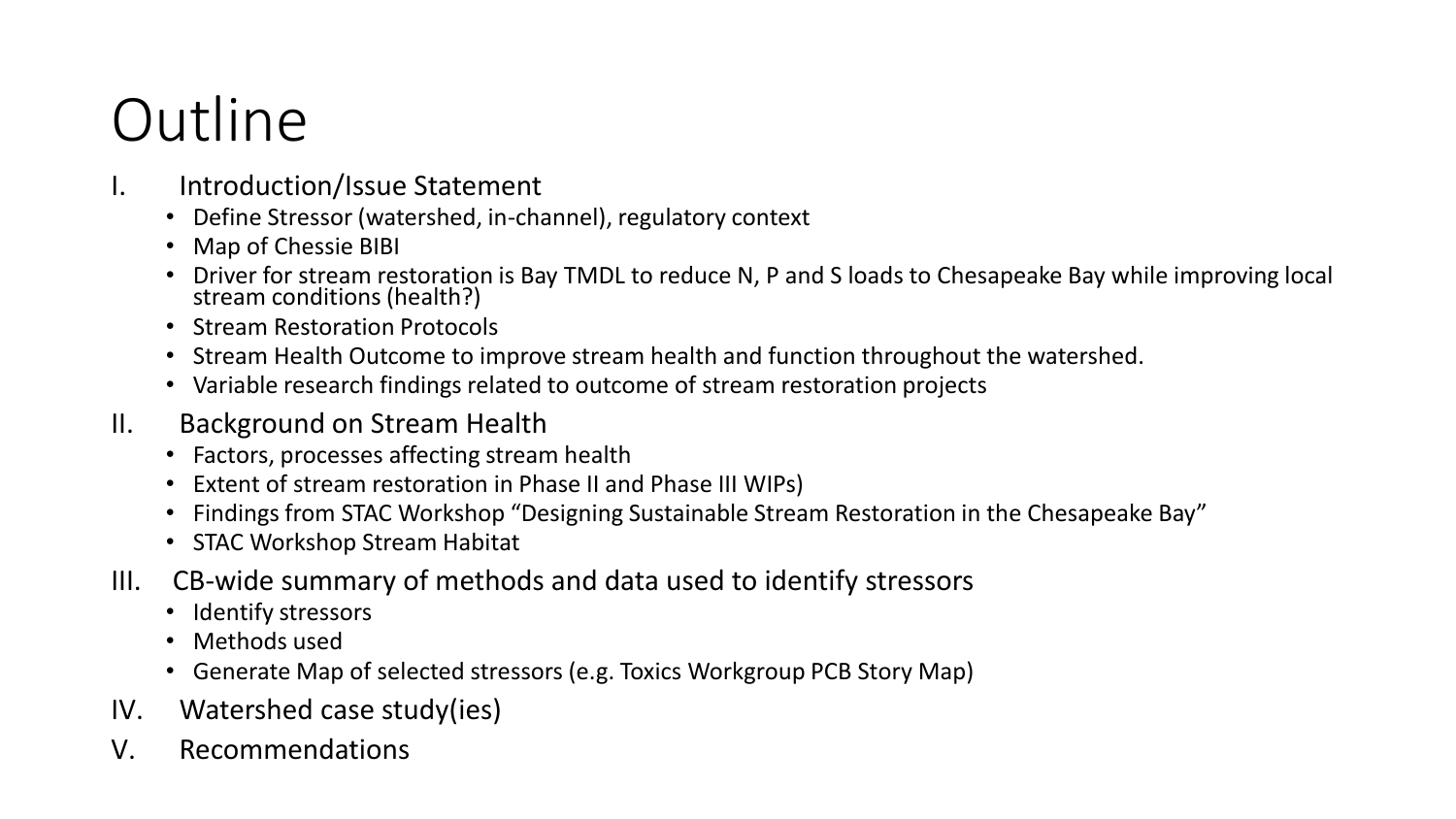# Outline

I. Introduction/Issue Statement
   - Define Stressor (watershed, in-channel), regulatory context
   - Map of Chessie BIBI
   - Driver for stream restoration is Bay TMDL to reduce N, P and S loads to Chesapeake Bay while improving local stream conditions (health?)
   - Stream Restoration Protocols
   - Stream Health Outcome to improve stream health and function throughout the watershed.
   - Variable research findings related to outcome of stream restoration projects

II. Background on Stream Health
   - Factors, processes affecting stream health
   - Extent of stream restoration in Phase II and Phase III WIPs)
   - Findings from STAC Workshop "Designing Sustainable Stream Restoration in the Chesapeake Bay"
   - STAC Workshop Stream Habitat

III. CB-wide summary of methods and data used to identify stressors
   - Identify stressors
   - Methods used
   - Generate Map of selected stressors (e.g. Toxics Workgroup PCB Story Map)

IV. Watershed case study(ies)

V. Recommendations